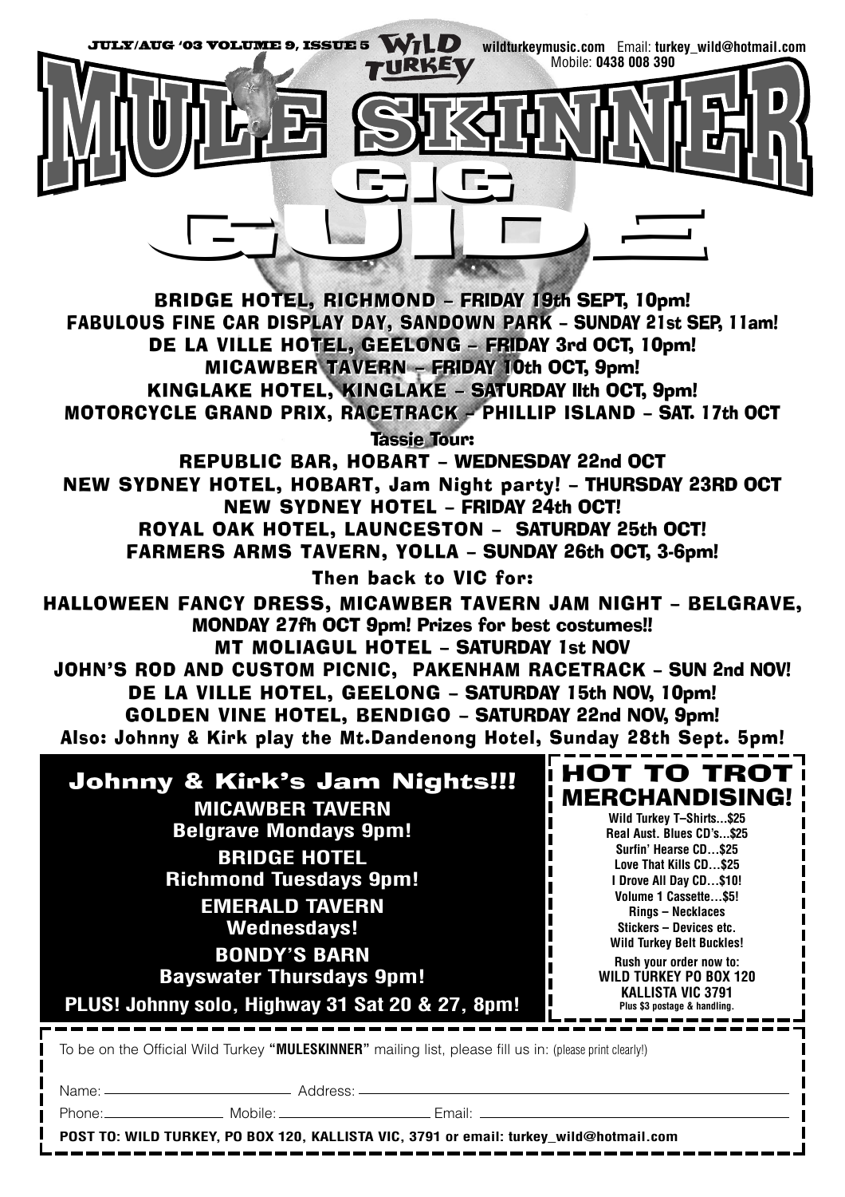JULY/AUG '03 VOLUME 9, ISSUE 5 WILD TURKEY wildturkeymusic.com Email: turkey_wild@hotmail.com Mobile: 0438 008 390

# MULE SKINNER GIG GUIDE

**BRIDGE HOTEL, RICHMOND – FRIDAY 19th SEPT, 10pm!**
**FABULOUS FINE CAR DISPLAY DAY, SANDOWN PARK – SUNDAY 21st SEP, 11am!**
**DE LA VILLE HOTEL, GEELONG – FRIDAY 3rd OCT, 10pm!**
**MICAWBER TAVERN – FRIDAY 10th OCT, 9pm!**
**KINGLAKE HOTEL, KINGLAKE – SATURDAY llth OCT, 9pm!**
**MOTORCYCLE GRAND PRIX, RACETRACK – PHILLIP ISLAND – SAT. 17th OCT**

**Tassie Tour:**

**REPUBLIC BAR, HOBART – WEDNESDAY 22nd OCT**
**NEW SYDNEY HOTEL, HOBART, Jam Night party! – THURSDAY 23RD OCT**
**NEW SYDNEY HOTEL – FRIDAY 24th OCT!**
**ROYAL OAK HOTEL, LAUNCESTON – SATURDAY 25th OCT!**
**FARMERS ARMS TAVERN, YOLLA – SUNDAY 26th OCT, 3-6pm!**

**Then back to VIC for:**

**HALLOWEEN FANCY DRESS, MICAWBER TAVERN JAM NIGHT – BELGRAVE, MONDAY 27fh OCT 9pm! Prizes for best costumes!!**
**MT MOLIAGUL HOTEL – SATURDAY 1st NOV**
**JOHN'S ROD AND CUSTOM PICNIC, PAKENHAM RACETRACK – SUN 2nd NOV!**
**DE LA VILLE HOTEL, GEELONG – SATURDAY 15th NOV, 10pm!**
**GOLDEN VINE HOTEL, BENDIGO – SATURDAY 22nd NOV, 9pm!**
**Also: Johnny & Kirk play the Mt.Dandenong Hotel, Sunday 28th Sept. 5pm!**

## Johnny & Kirk's Jam Nights!!!

**MICAWBER TAVERN**
**Belgrave Mondays 9pm!**

**BRIDGE HOTEL**
**Richmond Tuesdays 9pm!**

**EMERALD TAVERN**
**Wednesdays!**

**BONDY'S BARN**
**Bayswater Thursdays 9pm!**

**PLUS! Johnny solo, Highway 31 Sat 20 & 27, 8pm!**

## HOT TO TROT MERCHANDISING!

Wild Turkey T–Shirts...$25
Real Aust. Blues CD's...$25
Surfin' Hearse CD...$25
Love That Kills CD...$25
I Drove All Day CD...$10!
Volume 1 Cassette...$5!
Rings – Necklaces
Stickers – Devices etc.
Wild Turkey Belt Buckles!

Rush your order now to:
**WILD TURKEY PO BOX 120**
**KALLISTA VIC 3791**
Plus $3 postage & handling.

---

To be on the Official Wild Turkey **"MULESKINNER"** mailing list, please fill us in: (please print clearly!)

Name: ____________ Address: ____________

Phone: ____________ Mobile: ____________ Email: ____________

**POST TO: WILD TURKEY, PO BOX 120, KALLISTA VIC, 3791 or email: turkey_wild@hotmail.com**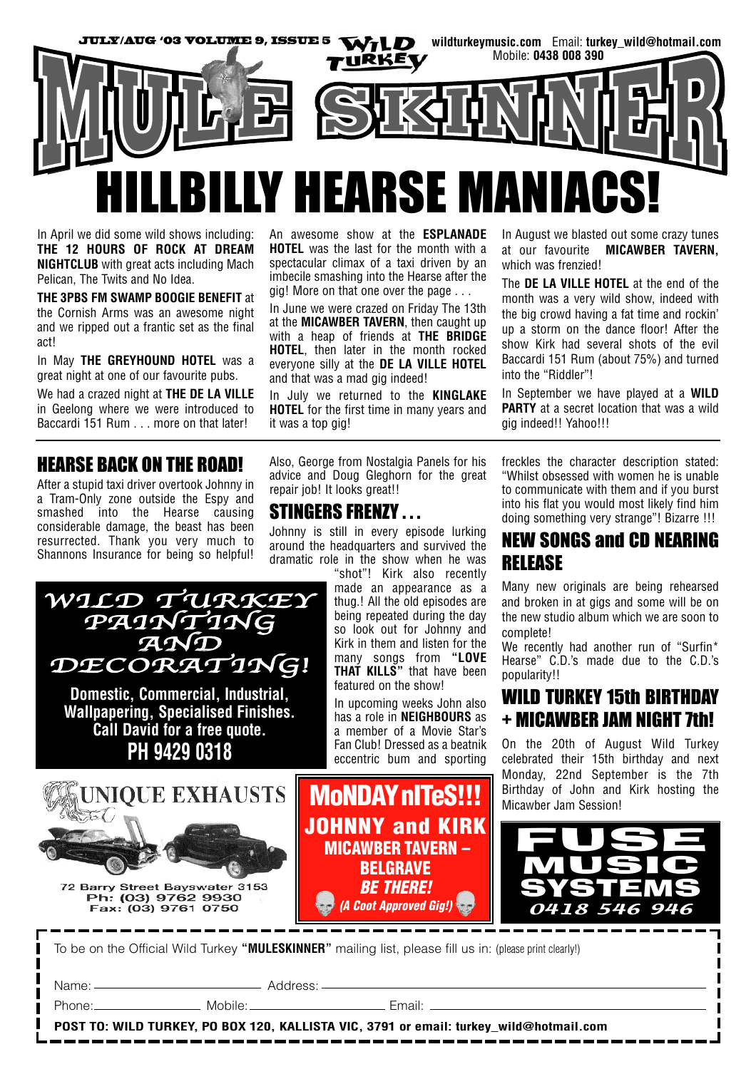JULY/AUG '03 VOLUME 9, ISSUE 5

WILD TURKEY

wildturkeymusic.com Email: turkey_wild@hotmail.com
Mobile: **0438 008 390**

# MULE SKINNER

# HILLBILLY HEARSE MANIACS!

In April we did some wild shows including: **THE 12 HOURS OF ROCK AT DREAM NIGHTCLUB** with great acts including Mach Pelican, The Twits and No Idea.

**THE 3PBS FM SWAMP BOOGIE BENEFIT** at the Cornish Arms was an awesome night and we ripped out a frantic set as the final act!

In May **THE GREYHOUND HOTEL** was a great night at one of our favourite pubs.

We had a crazed night at **THE DE LA VILLE** in Geelong where we were introduced to Baccardi 151 Rum . . . more on that later!

An awesome show at the **ESPLANADE HOTEL** was the last for the month with a spectacular climax of a taxi driven by an imbecile smashing into the Hearse after the gig! More on that one over the page . . .

In June we were crazed on Friday The 13th at the **MICAWBER TAVERN**, then caught up with a heap of friends at **THE BRIDGE HOTEL**, then later in the month rocked everyone silly at the **DE LA VILLE HOTEL** and that was a mad gig indeed!

In July we returned to the **KINGLAKE HOTEL** for the first time in many years and it was a top gig!

In August we blasted out some crazy tunes at our favourite **MICAWBER TAVERN,** which was frenzied!

The **DE LA VILLE HOTEL** at the end of the month was a very wild show, indeed with the big crowd having a fat time and rockin' up a storm on the dance floor! After the show Kirk had several shots of the evil Baccardi 151 Rum (about 75%) and turned into the "Riddler"!

In September we have played at a **WILD PARTY** at a secret location that was a wild gig indeed!! Yahoo!!!

## HEARSE BACK ON THE ROAD!

After a stupid taxi driver overtook Johnny in a Tram-Only zone outside the Espy and smashed into the Hearse causing considerable damage, the beast has been resurrected. Thank you very much to Shannons Insurance for being so helpful!

Also, George from Nostalgia Panels for his advice and Doug Gleghorn for the great repair job! It looks great!!

## STINGERS FRENZY . . .

Johnny is still in every episode lurking around the headquarters and survived the dramatic role in the show when he was "shot"! Kirk also recently made an appearance as a thug.! All the old episodes are being repeated during the day so look out for Johnny and Kirk in them and listen for the many songs from **"LOVE THAT KILLS"** that have been featured on the show!

In upcoming weeks John also has a role in **NEIGHBOURS** as a member of a Movie Star's Fan Club! Dressed as a beatnik eccentric bum and sporting freckles the character description stated: "Whilst obsessed with women he is unable to communicate with them and if you burst into his flat you would most likely find him doing something very strange"! Bizarre !!!

## NEW SONGS and CD NEARING RELEASE

Many new originals are being rehearsed and broken in at gigs and some will be on the new studio album which we are soon to complete!

We recently had another run of "Surfin* Hearse" C.D.'s made due to the C.D.'s popularity!!

## WILD TURKEY 15th BIRTHDAY + MICAWBER JAM NIGHT 7th!

On the 20th of August Wild Turkey celebrated their 15th birthday and next Monday, 22nd September is the 7th Birthday of John and Kirk hosting the Micawber Jam Session!

**WILD TURKEY PAINTING AND DECORATING!**

**Domestic, Commercial, Industrial, Wallpapering, Specialised Finishes. Call David for a free quote.**
**PH 9429 0318**

**UNIQUE EXHAUSTS**
72 Barry Street Bayswater 3153
Ph: (03) 9762 9930
Fax: (03) 9761 0750

**MoNDAY nITeS!!!**
**JOHNNY and KIRK**
**MICAWBER TAVERN – BELGRAVE**
***BE THERE!***
***(A Coot Approved Gig!)***

**FUSE MUSIC SYSTEMS**
0418 546 946

---

To be on the Official Wild Turkey **"MULESKINNER"** mailing list, please fill us in: (please print clearly!)

Name: ____________ Address: ____________

Phone: ____________ Mobile: ____________ Email: ____________

**POST TO: WILD TURKEY, PO BOX 120, KALLISTA VIC, 3791 or email: turkey_wild@hotmail.com**